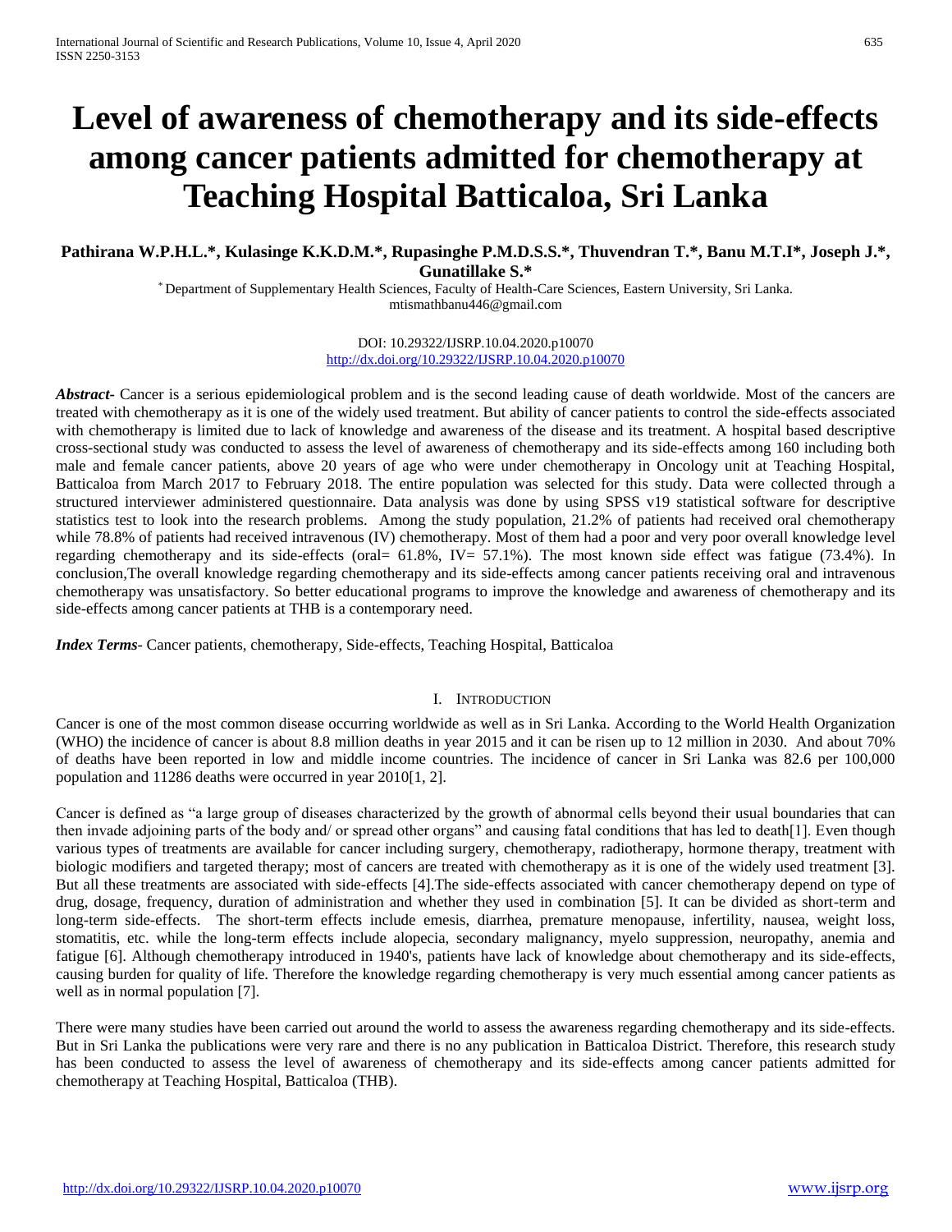# Level of awareness of chemotherapy and its side-effects among cancer patients admitted for chemotherapy at Teaching Hospital Batticaloa, Sri Lanka

**Pathirana W.P.H.L.\*, Kulasinge K.K.D.M.\*, Rupasinghe P.M.D.S.S.\*, Thuvendran T.\*, Banu M.T.I\*, Joseph J.\*, Gunatillake S.\***

\* Department of Supplementary Health Sciences, Faculty of Health-Care Sciences, Eastern University, Sri Lanka.
mtismathbanu446@gmail.com

DOI: 10.29322/IJSRP.10.04.2020.p10070
http://dx.doi.org/10.29322/IJSRP.10.04.2020.p10070

***Abstract*-** Cancer is a serious epidemiological problem and is the second leading cause of death worldwide. Most of the cancers are treated with chemotherapy as it is one of the widely used treatment. But ability of cancer patients to control the side-effects associated with chemotherapy is limited due to lack of knowledge and awareness of the disease and its treatment. A hospital based descriptive cross-sectional study was conducted to assess the level of awareness of chemotherapy and its side-effects among 160 including both male and female cancer patients, above 20 years of age who were under chemotherapy in Oncology unit at Teaching Hospital, Batticaloa from March 2017 to February 2018. The entire population was selected for this study. Data were collected through a structured interviewer administered questionnaire. Data analysis was done by using SPSS v19 statistical software for descriptive statistics test to look into the research problems. Among the study population, 21.2% of patients had received oral chemotherapy while 78.8% of patients had received intravenous (IV) chemotherapy. Most of them had a poor and very poor overall knowledge level regarding chemotherapy and its side-effects (oral= 61.8%, IV= 57.1%). The most known side effect was fatigue (73.4%). In conclusion,The overall knowledge regarding chemotherapy and its side-effects among cancer patients receiving oral and intravenous chemotherapy was unsatisfactory. So better educational programs to improve the knowledge and awareness of chemotherapy and its side-effects among cancer patients at THB is a contemporary need.

***Index Terms*-** Cancer patients, chemotherapy, Side-effects, Teaching Hospital, Batticaloa

## I. Introduction

Cancer is one of the most common disease occurring worldwide as well as in Sri Lanka. According to the World Health Organization (WHO) the incidence of cancer is about 8.8 million deaths in year 2015 and it can be risen up to 12 million in 2030. And about 70% of deaths have been reported in low and middle income countries. The incidence of cancer in Sri Lanka was 82.6 per 100,000 population and 11286 deaths were occurred in year 2010[1, 2].

Cancer is defined as "a large group of diseases characterized by the growth of abnormal cells beyond their usual boundaries that can then invade adjoining parts of the body and/ or spread other organs" and causing fatal conditions that has led to death[1]. Even though various types of treatments are available for cancer including surgery, chemotherapy, radiotherapy, hormone therapy, treatment with biologic modifiers and targeted therapy; most of cancers are treated with chemotherapy as it is one of the widely used treatment [3]. But all these treatments are associated with side-effects [4].The side-effects associated with cancer chemotherapy depend on type of drug, dosage, frequency, duration of administration and whether they used in combination [5]. It can be divided as short-term and long-term side-effects. The short-term effects include emesis, diarrhea, premature menopause, infertility, nausea, weight loss, stomatitis, etc. while the long-term effects include alopecia, secondary malignancy, myelo suppression, neuropathy, anemia and fatigue [6]. Although chemotherapy introduced in 1940's, patients have lack of knowledge about chemotherapy and its side-effects, causing burden for quality of life. Therefore the knowledge regarding chemotherapy is very much essential among cancer patients as well as in normal population [7].

There were many studies have been carried out around the world to assess the awareness regarding chemotherapy and its side-effects. But in Sri Lanka the publications were very rare and there is no any publication in Batticaloa District. Therefore, this research study has been conducted to assess the level of awareness of chemotherapy and its side-effects among cancer patients admitted for chemotherapy at Teaching Hospital, Batticaloa (THB).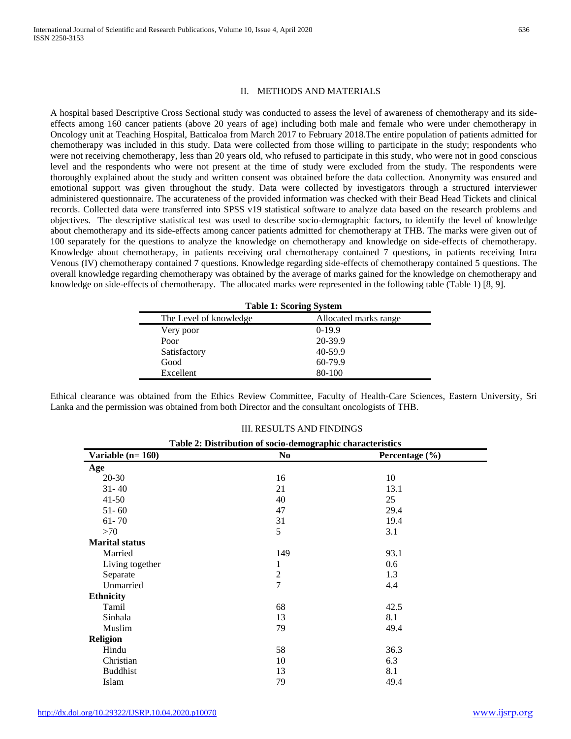## II. METHODS AND MATERIALS

A hospital based Descriptive Cross Sectional study was conducted to assess the level of awareness of chemotherapy and its side-effects among 160 cancer patients (above 20 years of age) including both male and female who were under chemotherapy in Oncology unit at Teaching Hospital, Batticaloa from March 2017 to February 2018.The entire population of patients admitted for chemotherapy was included in this study. Data were collected from those willing to participate in the study; respondents who were not receiving chemotherapy, less than 20 years old, who refused to participate in this study, who were not in good conscious level and the respondents who were not present at the time of study were excluded from the study. The respondents were thoroughly explained about the study and written consent was obtained before the data collection. Anonymity was ensured and emotional support was given throughout the study. Data were collected by investigators through a structured interviewer administered questionnaire. The accurateness of the provided information was checked with their Bead Head Tickets and clinical records. Collected data were transferred into SPSS v19 statistical software to analyze data based on the research problems and objectives. The descriptive statistical test was used to describe socio-demographic factors, to identify the level of knowledge about chemotherapy and its side-effects among cancer patients admitted for chemotherapy at THB. The marks were given out of 100 separately for the questions to analyze the knowledge on chemotherapy and knowledge on side-effects of chemotherapy. Knowledge about chemotherapy, in patients receiving oral chemotherapy contained 7 questions, in patients receiving Intra Venous (IV) chemotherapy contained 7 questions. Knowledge regarding side-effects of chemotherapy contained 5 questions. The overall knowledge regarding chemotherapy was obtained by the average of marks gained for the knowledge on chemotherapy and knowledge on side-effects of chemotherapy. The allocated marks were represented in the following table (Table 1) [8, 9].

**Table 1: Scoring System**

| The Level of knowledge | Allocated marks range |
|---|---|
| Very poor | 0-19.9 |
| Poor | 20-39.9 |
| Satisfactory | 40-59.9 |
| Good | 60-79.9 |
| Excellent | 80-100 |

Ethical clearance was obtained from the Ethics Review Committee, Faculty of Health-Care Sciences, Eastern University, Sri Lanka and the permission was obtained from both Director and the consultant oncologists of THB.

## III. RESULTS AND FINDINGS

**Table 2: Distribution of socio-demographic characteristics**

| Variable (n= 160) | No | Percentage (%) |
|---|---|---|
| **Age** | | |
| 20-30 | 16 | 10 |
| 31- 40 | 21 | 13.1 |
| 41-50 | 40 | 25 |
| 51- 60 | 47 | 29.4 |
| 61- 70 | 31 | 19.4 |
| >70 | 5 | 3.1 |
| **Marital status** | | |
| Married | 149 | 93.1 |
| Living together | 1 | 0.6 |
| Separate | 2 | 1.3 |
| Unmarried | 7 | 4.4 |
| **Ethnicity** | | |
| Tamil | 68 | 42.5 |
| Sinhala | 13 | 8.1 |
| Muslim | 79 | 49.4 |
| **Religion** | | |
| Hindu | 58 | 36.3 |
| Christian | 10 | 6.3 |
| Buddhist | 13 | 8.1 |
| Islam | 79 | 49.4 |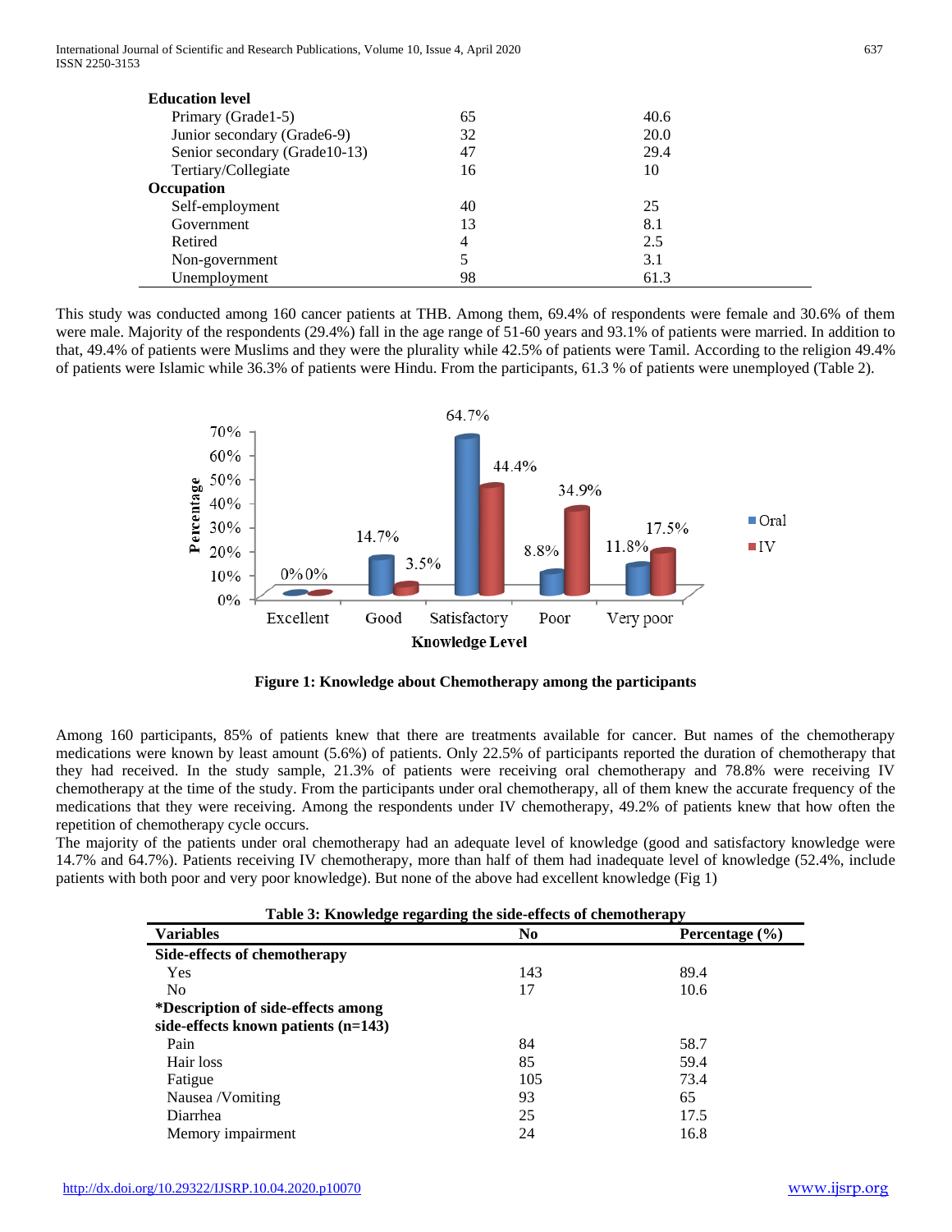| | | |
|---|---|---|
| **Education level** | | |
| Primary (Grade1-5) | 65 | 40.6 |
| Junior secondary (Grade6-9) | 32 | 20.0 |
| Senior secondary (Grade10-13) | 47 | 29.4 |
| Tertiary/Collegiate | 16 | 10 |
| **Occupation** | | |
| Self-employment | 40 | 25 |
| Government | 13 | 8.1 |
| Retired | 4 | 2.5 |
| Non-government | 5 | 3.1 |
| Unemployment | 98 | 61.3 |

This study was conducted among 160 cancer patients at THB. Among them, 69.4% of respondents were female and 30.6% of them were male. Majority of the respondents (29.4%) fall in the age range of 51-60 years and 93.1% of patients were married. In addition to that, 49.4% of patients were Muslims and they were the plurality while 42.5% of patients were Tamil. According to the religion 49.4% of patients were Islamic while 36.3% of patients were Hindu. From the participants, 61.3 % of patients were unemployed (Table 2).

**Figure 1: Knowledge about Chemotherapy among the participants**

Among 160 participants, 85% of patients knew that there are treatments available for cancer. But names of the chemotherapy medications were known by least amount (5.6%) of patients. Only 22.5% of participants reported the duration of chemotherapy that they had received. In the study sample, 21.3% of patients were receiving oral chemotherapy and 78.8% were receiving IV chemotherapy at the time of the study. From the participants under oral chemotherapy, all of them knew the accurate frequency of the medications that they were receiving. Among the respondents under IV chemotherapy, 49.2% of patients knew that how often the repetition of chemotherapy cycle occurs.

The majority of the patients under oral chemotherapy had an adequate level of knowledge (good and satisfactory knowledge were 14.7% and 64.7%). Patients receiving IV chemotherapy, more than half of them had inadequate level of knowledge (52.4%, include patients with both poor and very poor knowledge). But none of the above had excellent knowledge (Fig 1)

**Table 3: Knowledge regarding the side-effects of chemotherapy**

| Variables | No | Percentage (%) |
|---|---|---|
| **Side-effects of chemotherapy** | | |
| Yes | 143 | 89.4 |
| No | 17 | 10.6 |
| ***Description of side-effects among side-effects known patients (n=143)** | | |
| Pain | 84 | 58.7 |
| Hair loss | 85 | 59.4 |
| Fatigue | 105 | 73.4 |
| Nausea /Vomiting | 93 | 65 |
| Diarrhea | 25 | 17.5 |
| Memory impairment | 24 | 16.8 |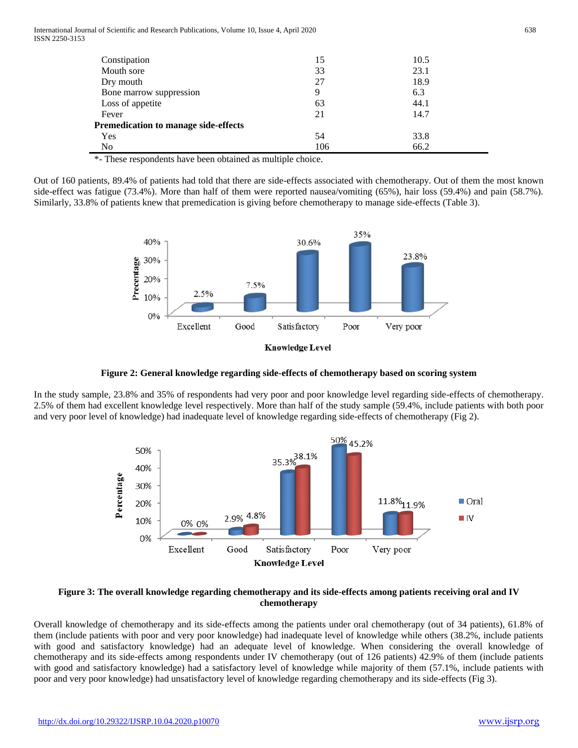| | | |
|---|---|---|
| Constipation | 15 | 10.5 |
| Mouth sore | 33 | 23.1 |
| Dry mouth | 27 | 18.9 |
| Bone marrow suppression | 9 | 6.3 |
| Loss of appetite | 63 | 44.1 |
| Fever | 21 | 14.7 |
| **Premedication to manage side-effects** | | |
| Yes | 54 | 33.8 |
| No | 106 | 66.2 |

*- These respondents have been obtained as multiple choice.

Out of 160 patients, 89.4% of patients had told that there are side-effects associated with chemotherapy. Out of them the most known side-effect was fatigue (73.4%). More than half of them were reported nausea/vomiting (65%), hair loss (59.4%) and pain (58.7%). Similarly, 33.8% of patients knew that premedication is giving before chemotherapy to manage side-effects (Table 3).

**Figure 2: General knowledge regarding side-effects of chemotherapy based on scoring system**

In the study sample, 23.8% and 35% of respondents had very poor and poor knowledge level regarding side-effects of chemotherapy. 2.5% of them had excellent knowledge level respectively. More than half of the study sample (59.4%, include patients with both poor and very poor level of knowledge) had inadequate level of knowledge regarding side-effects of chemotherapy (Fig 2).

**Figure 3: The overall knowledge regarding chemotherapy and its side-effects among patients receiving oral and IV chemotherapy**

Overall knowledge of chemotherapy and its side-effects among the patients under oral chemotherapy (out of 34 patients), 61.8% of them (include patients with poor and very poor knowledge) had inadequate level of knowledge while others (38.2%, include patients with good and satisfactory knowledge) had an adequate level of knowledge. When considering the overall knowledge of chemotherapy and its side-effects among respondents under IV chemotherapy (out of 126 patients) 42.9% of them (include patients with good and satisfactory knowledge) had a satisfactory level of knowledge while majority of them (57.1%, include patients with poor and very poor knowledge) had unsatisfactory level of knowledge regarding chemotherapy and its side-effects (Fig 3).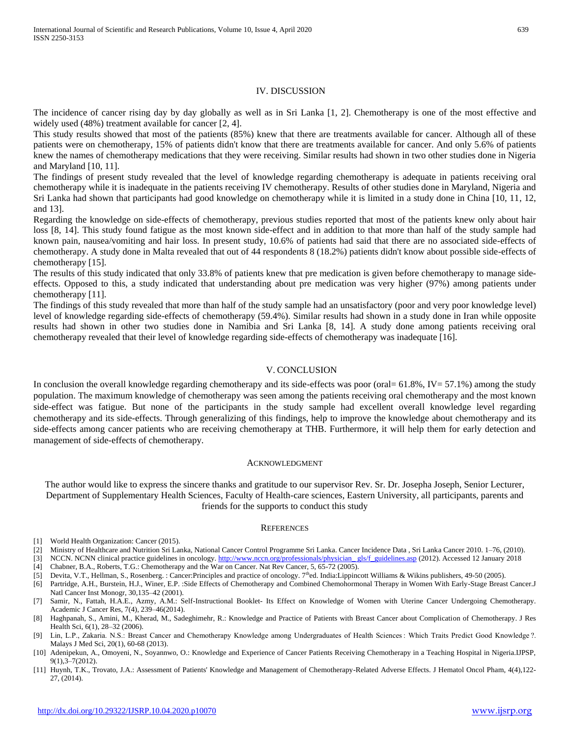## IV. DISCUSSION

The incidence of cancer rising day by day globally as well as in Sri Lanka [1, 2]. Chemotherapy is one of the most effective and widely used (48%) treatment available for cancer [2, 4].

This study results showed that most of the patients (85%) knew that there are treatments available for cancer. Although all of these patients were on chemotherapy, 15% of patients didn't know that there are treatments available for cancer. And only 5.6% of patients knew the names of chemotherapy medications that they were receiving. Similar results had shown in two other studies done in Nigeria and Maryland [10, 11].

The findings of present study revealed that the level of knowledge regarding chemotherapy is adequate in patients receiving oral chemotherapy while it is inadequate in the patients receiving IV chemotherapy. Results of other studies done in Maryland, Nigeria and Sri Lanka had shown that participants had good knowledge on chemotherapy while it is limited in a study done in China [10, 11, 12, and 13].

Regarding the knowledge on side-effects of chemotherapy, previous studies reported that most of the patients knew only about hair loss [8, 14]. This study found fatigue as the most known side-effect and in addition to that more than half of the study sample had known pain, nausea/vomiting and hair loss. In present study, 10.6% of patients had said that there are no associated side-effects of chemotherapy. A study done in Malta revealed that out of 44 respondents 8 (18.2%) patients didn't know about possible side-effects of chemotherapy [15].

The results of this study indicated that only 33.8% of patients knew that pre medication is given before chemotherapy to manage side-effects. Opposed to this, a study indicated that understanding about pre medication was very higher (97%) among patients under chemotherapy [11].

The findings of this study revealed that more than half of the study sample had an unsatisfactory (poor and very poor knowledge level) level of knowledge regarding side-effects of chemotherapy (59.4%). Similar results had shown in a study done in Iran while opposite results had shown in other two studies done in Namibia and Sri Lanka [8, 14]. A study done among patients receiving oral chemotherapy revealed that their level of knowledge regarding side-effects of chemotherapy was inadequate [16].

## V. CONCLUSION

In conclusion the overall knowledge regarding chemotherapy and its side-effects was poor (oral= 61.8%, IV= 57.1%) among the study population. The maximum knowledge of chemotherapy was seen among the patients receiving oral chemotherapy and the most known side-effect was fatigue. But none of the participants in the study sample had excellent overall knowledge level regarding chemotherapy and its side-effects. Through generalizing of this findings, help to improve the knowledge about chemotherapy and its side-effects among cancer patients who are receiving chemotherapy at THB. Furthermore, it will help them for early detection and management of side-effects of chemotherapy.

## ACKNOWLEDGMENT

The author would like to express the sincere thanks and gratitude to our supervisor Rev. Sr. Dr. Josepha Joseph, Senior Lecturer, Department of Supplementary Health Sciences, Faculty of Health-care sciences, Eastern University, all participants, parents and friends for the supports to conduct this study

## REFERENCES

[1] World Health Organization: Cancer (2015).

[2] Ministry of Healthcare and Nutrition Sri Lanka, National Cancer Control Programme Sri Lanka. Cancer Incidence Data , Sri Lanka Cancer 2010. 1–76, (2010).

[3] NCCN. NCNN clinical practice guidelines in oncology. http://www.nccn.org/professionals/physician_ gls/f_guidelines.asp (2012). Accessed 12 January 2018

[4] Chabner, B.A., Roberts, T.G.: Chemotherapy and the War on Cancer. Nat Rev Cancer, 5, 65-72 (2005).

[5] Devita, V.T., Hellman, S., Rosenberg. : Cancer:Principles and practice of oncology. 7thed. India:Lippincott Williams & Wikins publishers, 49-50 (2005).

[6] Partridge, A.H., Burstein, H.J., Winer, E.P. :Side Effects of Chemotherapy and Combined Chemohormonal Therapy in Women With Early-Stage Breast Cancer.J Natl Cancer Inst Monogr, 30,135–42 (2001).

[7] Samir, N., Fattah, H.A.E., Azmy, A.M.: Self-Instructional Booklet- Its Effect on Knowledge of Women with Uterine Cancer Undergoing Chemotherapy. Academic J Cancer Res, 7(4), 239–46(2014).

[8] Haghpanah, S., Amini, M., Kherad, M., Sadeghimehr, R.: Knowledge and Practice of Patients with Breast Cancer about Complication of Chemotherapy. J Res Health Sci, 6(1), 28–32 (2006).

[9] Lin, L.P., Zakaria. N.S.: Breast Cancer and Chemotherapy Knowledge among Undergraduates of Health Sciences : Which Traits Predict Good Knowledge ?. Malays J Med Sci, 20(1), 60-68 (2013).

[10] Adenipekun, A., Omoyeni, N., Soyannwo, O.: Knowledge and Experience of Cancer Patients Receiving Chemotherapy in a Teaching Hospital in Nigeria.IJPSP, 9(1),3–7(2012).

[11] Huynh, T.K., Trovato, J.A.: Assessment of Patients' Knowledge and Management of Chemotherapy-Related Adverse Effects. J Hematol Oncol Pham, 4(4),122-27, (2014).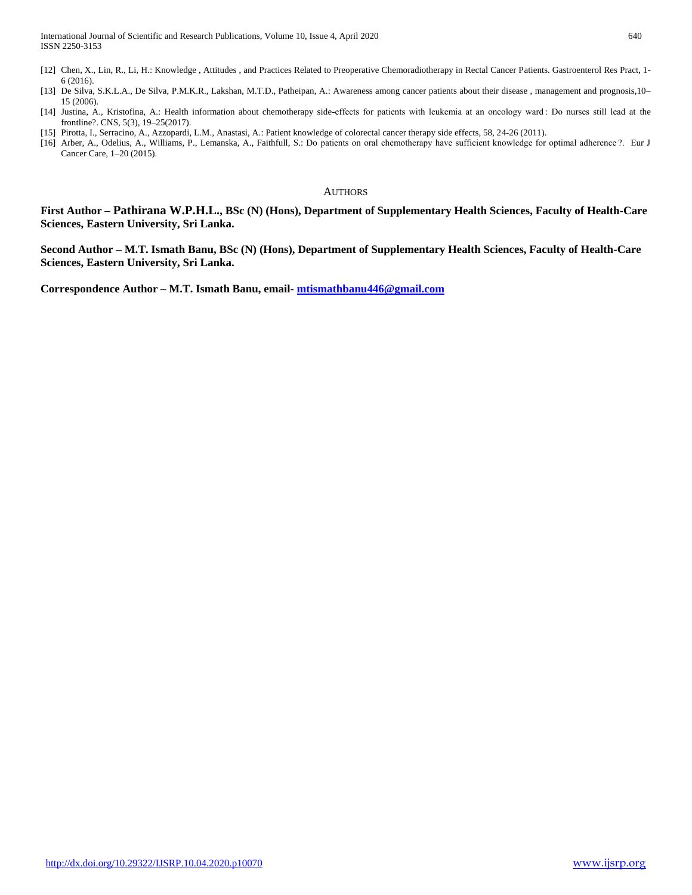[12] Chen, X., Lin, R., Li, H.: Knowledge , Attitudes , and Practices Related to Preoperative Chemoradiotherapy in Rectal Cancer Patients. Gastroenterol Res Pract, 1-6 (2016).

[13] De Silva, S.K.L.A., De Silva, P.M.K.R., Lakshan, M.T.D., Patheipan, A.: Awareness among cancer patients about their disease , management and prognosis,10–15 (2006).

[14] Justina, A., Kristofina, A.: Health information about chemotherapy side-effects for patients with leukemia at an oncology ward : Do nurses still lead at the frontline?. CNS, 5(3), 19–25(2017).

[15] Pirotta, I., Serracino, A., Azzopardi, L.M., Anastasi, A.: Patient knowledge of colorectal cancer therapy side effects, 58, 24-26 (2011).

[16] Arber, A., Odelius, A., Williams, P., Lemanska, A., Faithfull, S.: Do patients on oral chemotherapy have sufficient knowledge for optimal adherence ?. Eur J Cancer Care, 1–20 (2015).

## AUTHORS

**First Author – Pathirana W.P.H.L., BSc (N) (Hons), Department of Supplementary Health Sciences, Faculty of Health-Care Sciences, Eastern University, Sri Lanka.**

**Second Author – M.T. Ismath Banu, BSc (N) (Hons), Department of Supplementary Health Sciences, Faculty of Health-Care Sciences, Eastern University, Sri Lanka.**

**Correspondence Author – M.T. Ismath Banu, email- mtismathbanu446@gmail.com**